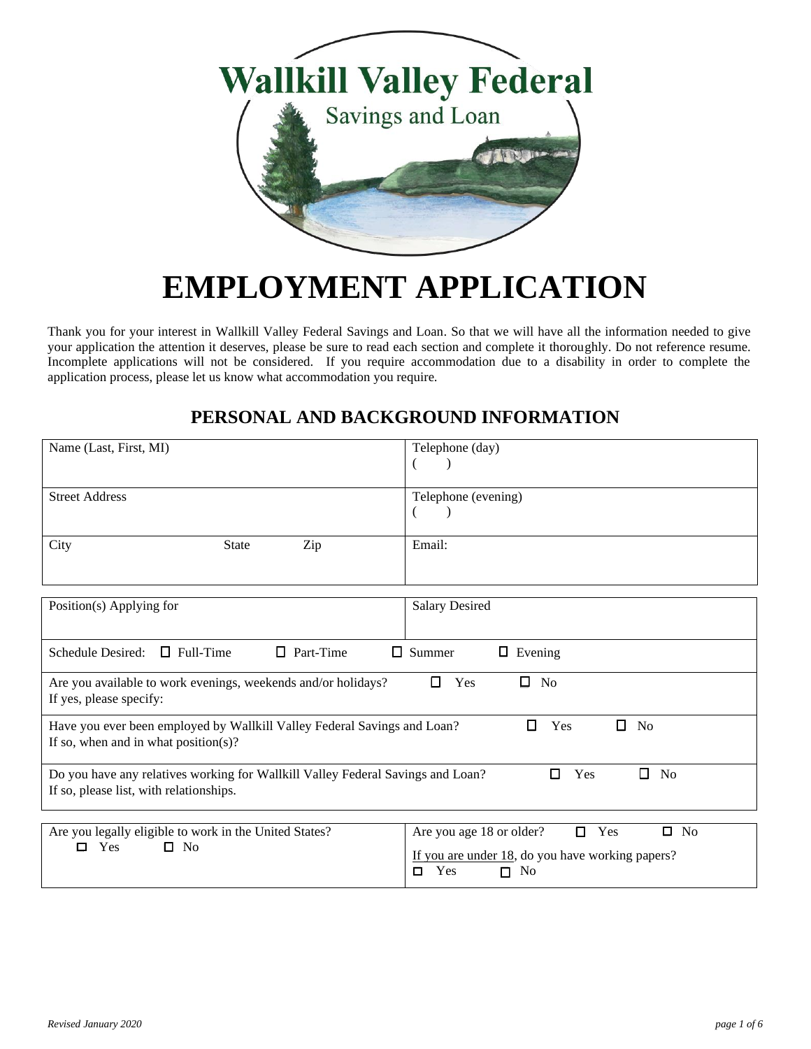Wallkill Valley Federal

Savings and Loan

# EMPLOYMENT APPLICATION

Thank you for your interest in Wallkill Valley Federal Savings and Loan. So that we will have all the information needed to give your application the attention it deserves, please be sure to read each section and complete it thoroughly. Do not reference resume. Incomplete applications will not be considered. If you require accommodation due to a disability in order to complete the application process, please let us know what accommodation you require.

## PERSONAL AND BACKGROUND INFORMATION

| Name (Last, First, MI) | Telephone (day)<br>( ) |
|---|---|
| Street Address | Telephone (evening)<br>( ) |
| City State Zip | Email: |

| Position(s) Applying for | Salary Desired |
|---|---|
| Schedule Desired: ☐ Full-Time ☐ Part-Time ☐ Summer ☐ Evening | |
| Are you available to work evenings, weekends and/or holidays? ☐ Yes ☐ No<br>If yes, please specify: | |
| Have you ever been employed by Wallkill Valley Federal Savings and Loan? ☐ Yes ☐ No<br>If so, when and in what position(s)? | |
| Do you have any relatives working for Wallkill Valley Federal Savings and Loan? ☐ Yes ☐ No<br>If so, please list, with relationships. | |

| Are you legally eligible to work in the United States?<br>☐ Yes ☐ No | Are you age 18 or older? ☐ Yes ☐ No<br>If you are under 18, do you have working papers?<br>☐ Yes ☐ No |
|---|---|

*Revised January 2020*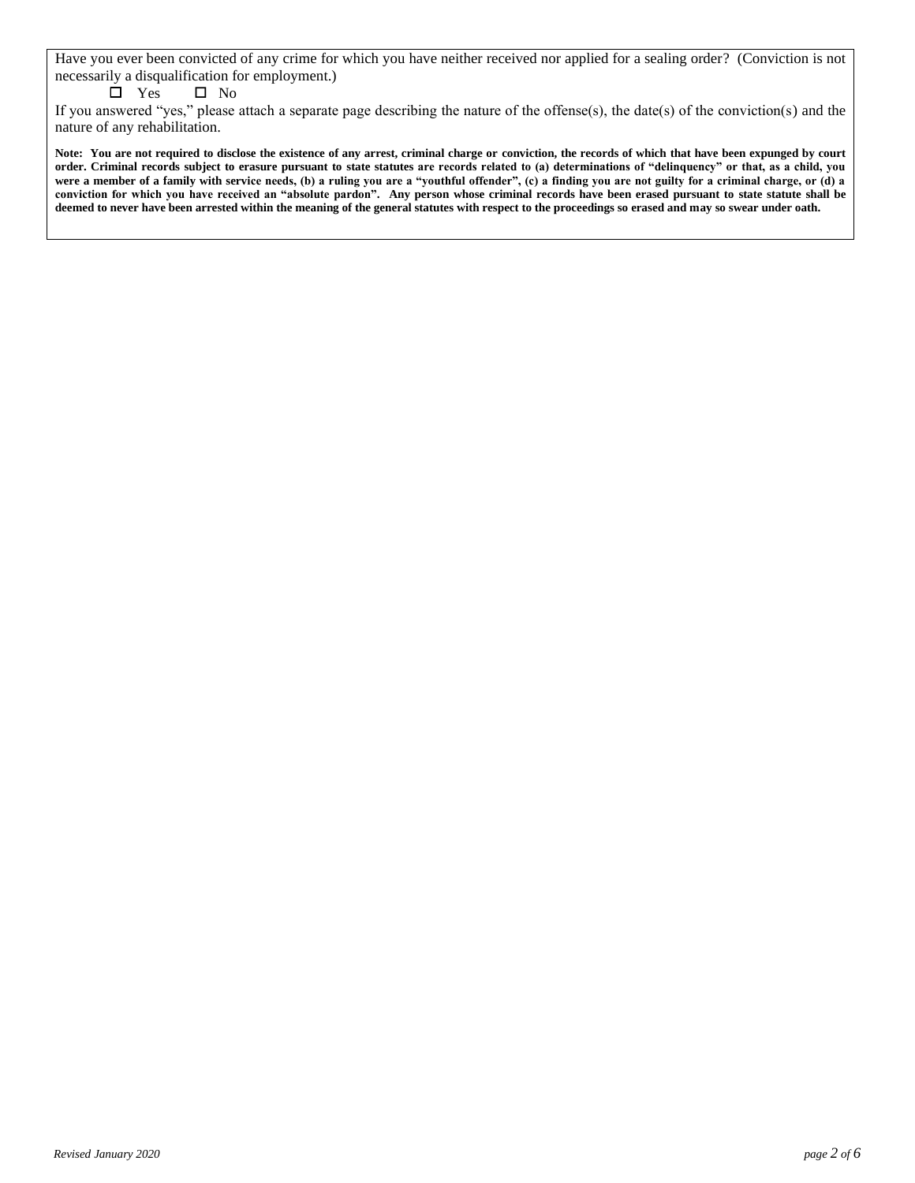Have you ever been convicted of any crime for which you have neither received nor applied for a sealing order? (Conviction is not necessarily a disqualification for employment.)

☐ Yes ☐ No

If you answered "yes," please attach a separate page describing the nature of the offense(s), the date(s) of the conviction(s) and the nature of any rehabilitation.

**Note: You are not required to disclose the existence of any arrest, criminal charge or conviction, the records of which that have been expunged by court order. Criminal records subject to erasure pursuant to state statutes are records related to (a) determinations of "delinquency" or that, as a child, you were a member of a family with service needs, (b) a ruling you are a "youthful offender", (c) a finding you are not guilty for a criminal charge, or (d) a conviction for which you have received an "absolute pardon". Any person whose criminal records have been erased pursuant to state statute shall be deemed to never have been arrested within the meaning of the general statutes with respect to the proceedings so erased and may so swear under oath.**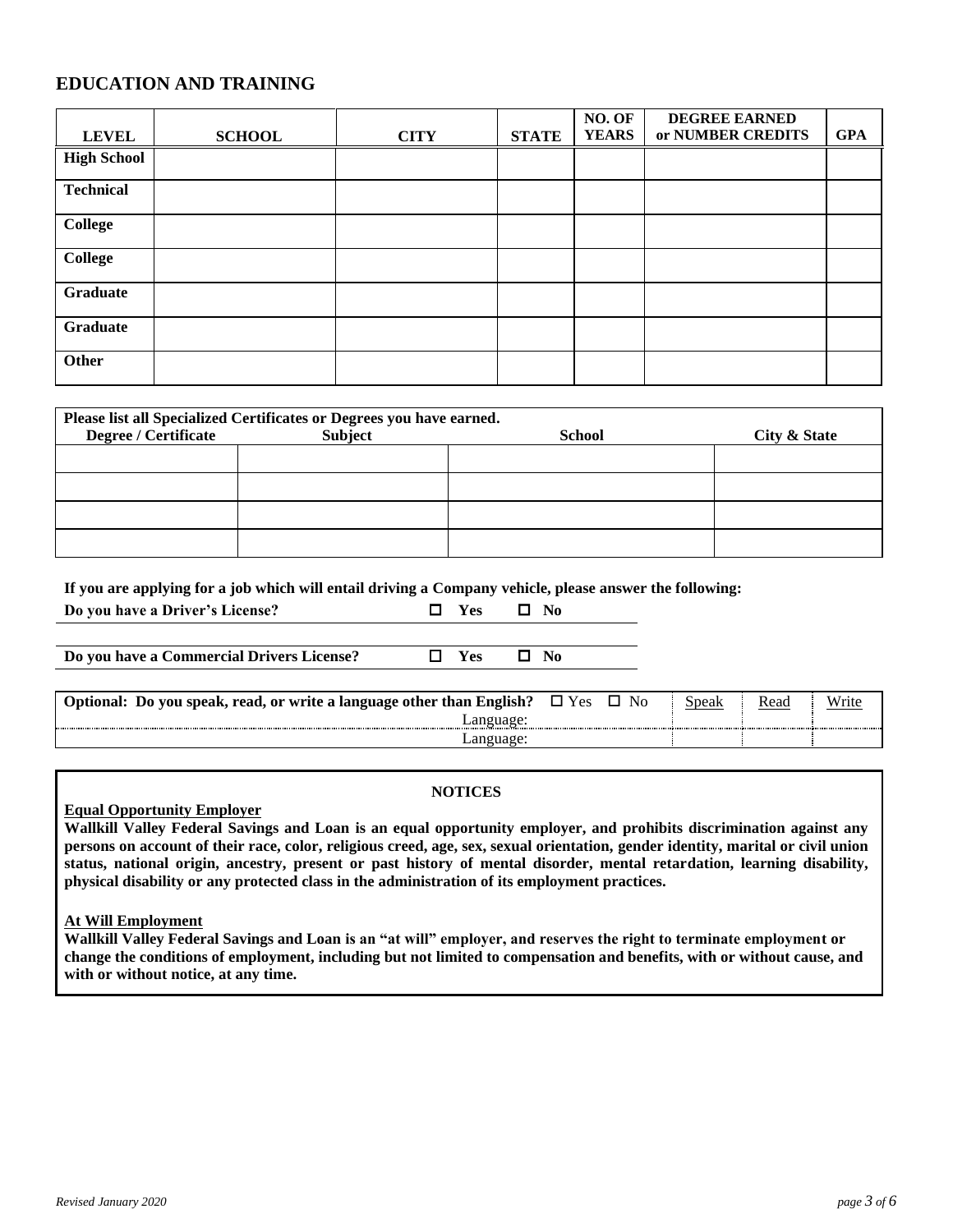## EDUCATION AND TRAINING

| LEVEL | SCHOOL | CITY | STATE | NO. OF YEARS | DEGREE EARNED or NUMBER CREDITS | GPA |
|---|---|---|---|---|---|---|
| **High School** | | | | | | |
| **Technical** | | | | | | |
| **College** | | | | | | |
| **College** | | | | | | |
| **Graduate** | | | | | | |
| **Graduate** | | | | | | |
| **Other** | | | | | | |

**Please list all Specialized Certificates or Degrees you have earned.**

| Degree / Certificate | Subject | School | City & State |
|---|---|---|---|
| | | | |
| | | | |
| | | | |
| | | | |

**If you are applying for a job which will entail driving a Company vehicle, please answer the following:**

**Do you have a Driver's License?** ☐ **Yes** ☐ **No**

**Do you have a Commercial Drivers License?** ☐ **Yes** ☐ **No**

| **Optional: Do you speak, read, or write a language other than English?** ☐ Yes ☐ No | Speak | Read | Write |
|---|---|---|---|
| Language: | | | |
| Language: | | | |

**NOTICES**

**Equal Opportunity Employer**

**Wallkill Valley Federal Savings and Loan is an equal opportunity employer, and prohibits discrimination against any persons on account of their race, color, religious creed, age, sex, sexual orientation, gender identity, marital or civil union status, national origin, ancestry, present or past history of mental disorder, mental retardation, learning disability, physical disability or any protected class in the administration of its employment practices.**

**At Will Employment**

**Wallkill Valley Federal Savings and Loan is an "at will" employer, and reserves the right to terminate employment or change the conditions of employment, including but not limited to compensation and benefits, with or without cause, and with or without notice, at any time.**

*Revised January 2020*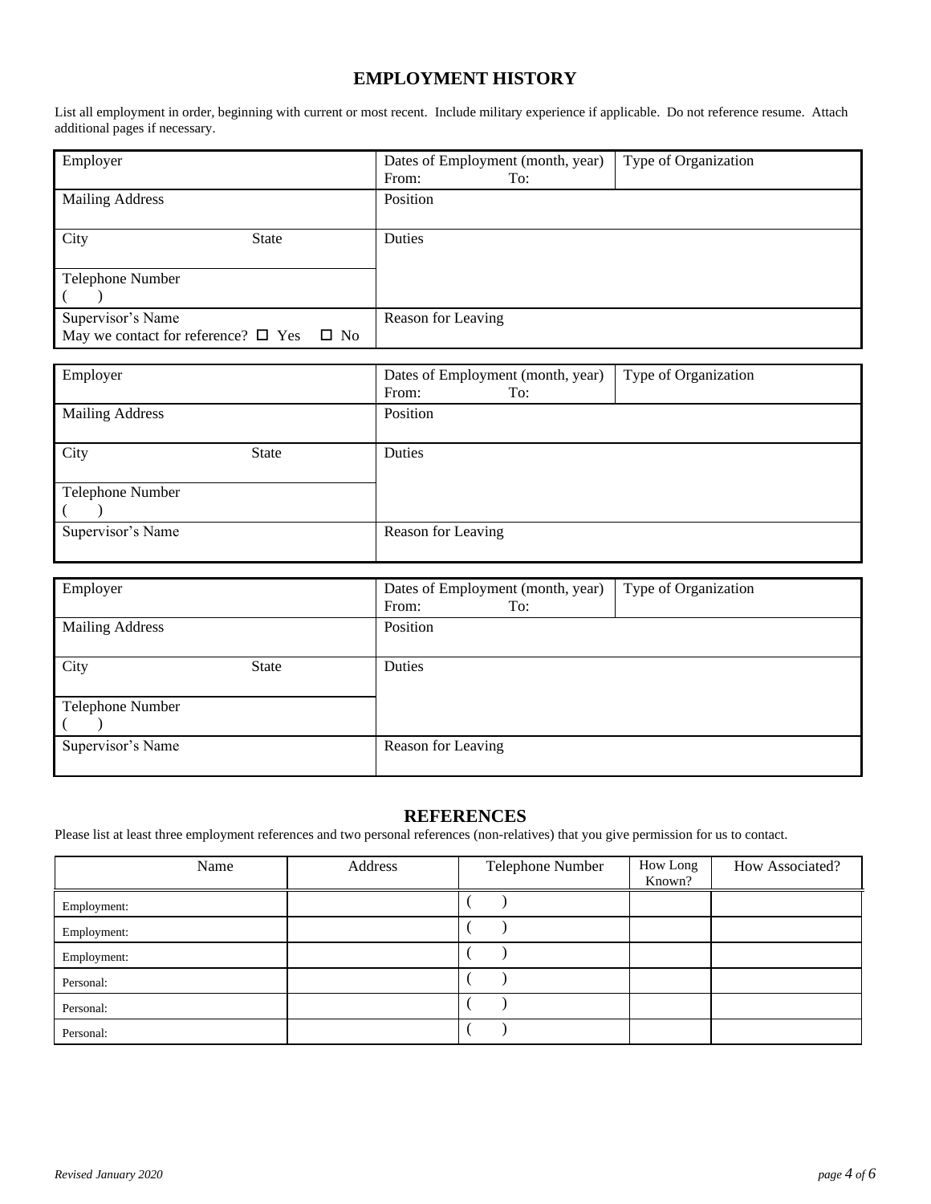# EMPLOYMENT HISTORY

List all employment in order, beginning with current or most recent. Include military experience if applicable. Do not reference resume. Attach additional pages if necessary.

| Employer | Dates of Employment (month, year) From: To: | Type of Organization |
|---|---|---|
| Mailing Address | Position | |
| City State | Duties | |
| Telephone Number ( ) | | |
| Supervisor's Name May we contact for reference? ☐ Yes ☐ No | Reason for Leaving | |

| Employer | Dates of Employment (month, year) From: To: | Type of Organization |
|---|---|---|
| Mailing Address | Position | |
| City State | Duties | |
| Telephone Number ( ) | | |
| Supervisor's Name | Reason for Leaving | |

| Employer | Dates of Employment (month, year) From: To: | Type of Organization |
|---|---|---|
| Mailing Address | Position | |
| City State | Duties | |
| Telephone Number ( ) | | |
| Supervisor's Name | Reason for Leaving | |

## REFERENCES

Please list at least three employment references and two personal references (non-relatives) that you give permission for us to contact.

| Name | Address | Telephone Number | How Long Known? | How Associated? |
|---|---|---|---|---|
| Employment: | | ( ) | | |
| Employment: | | ( ) | | |
| Employment: | | ( ) | | |
| Personal: | | ( ) | | |
| Personal: | | ( ) | | |
| Personal: | | ( ) | | |

*Revised January 2020*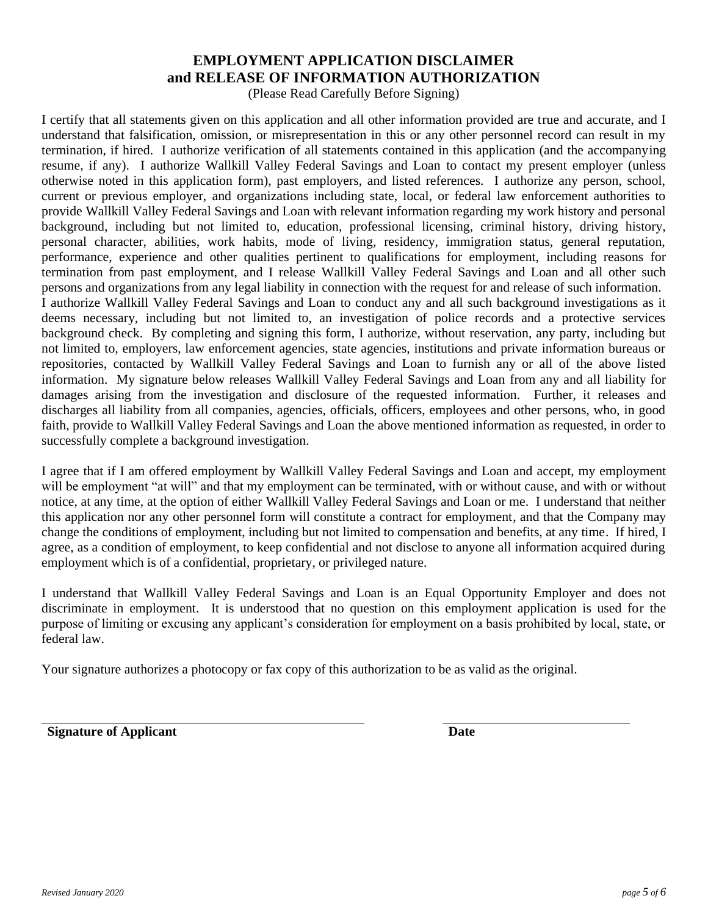# EMPLOYMENT APPLICATION DISCLAIMER
# and RELEASE OF INFORMATION AUTHORIZATION

(Please Read Carefully Before Signing)

I certify that all statements given on this application and all other information provided are true and accurate, and I understand that falsification, omission, or misrepresentation in this or any other personnel record can result in my termination, if hired. I authorize verification of all statements contained in this application (and the accompanying resume, if any). I authorize Wallkill Valley Federal Savings and Loan to contact my present employer (unless otherwise noted in this application form), past employers, and listed references. I authorize any person, school, current or previous employer, and organizations including state, local, or federal law enforcement authorities to provide Wallkill Valley Federal Savings and Loan with relevant information regarding my work history and personal background, including but not limited to, education, professional licensing, criminal history, driving history, personal character, abilities, work habits, mode of living, residency, immigration status, general reputation, performance, experience and other qualities pertinent to qualifications for employment, including reasons for termination from past employment, and I release Wallkill Valley Federal Savings and Loan and all other such persons and organizations from any legal liability in connection with the request for and release of such information. I authorize Wallkill Valley Federal Savings and Loan to conduct any and all such background investigations as it deems necessary, including but not limited to, an investigation of police records and a protective services background check. By completing and signing this form, I authorize, without reservation, any party, including but not limited to, employers, law enforcement agencies, state agencies, institutions and private information bureaus or repositories, contacted by Wallkill Valley Federal Savings and Loan to furnish any or all of the above listed information. My signature below releases Wallkill Valley Federal Savings and Loan from any and all liability for damages arising from the investigation and disclosure of the requested information. Further, it releases and discharges all liability from all companies, agencies, officials, officers, employees and other persons, who, in good faith, provide to Wallkill Valley Federal Savings and Loan the above mentioned information as requested, in order to successfully complete a background investigation.

I agree that if I am offered employment by Wallkill Valley Federal Savings and Loan and accept, my employment will be employment "at will" and that my employment can be terminated, with or without cause, and with or without notice, at any time, at the option of either Wallkill Valley Federal Savings and Loan or me. I understand that neither this application nor any other personnel form will constitute a contract for employment, and that the Company may change the conditions of employment, including but not limited to compensation and benefits, at any time. If hired, I agree, as a condition of employment, to keep confidential and not disclose to anyone all information acquired during employment which is of a confidential, proprietary, or privileged nature.

I understand that Wallkill Valley Federal Savings and Loan is an Equal Opportunity Employer and does not discriminate in employment. It is understood that no question on this employment application is used for the purpose of limiting or excusing any applicant's consideration for employment on a basis prohibited by local, state, or federal law.

Your signature authorizes a photocopy or fax copy of this authorization to be as valid as the original.

\_\_\_\_\_\_\_\_\_\_\_\_\_\_\_\_\_\_\_\_\_\_\_\_\_\_\_\_\_\_\_\_\_\_\_\_\_\_\_\_ &nbsp;&nbsp;&nbsp;&nbsp; \_\_\_\_\_\_\_\_\_\_\_\_\_\_\_\_\_\_\_\_\_\_\_

**Signature of Applicant** &nbsp;&nbsp;&nbsp;&nbsp; **Date**

*Revised January 2020*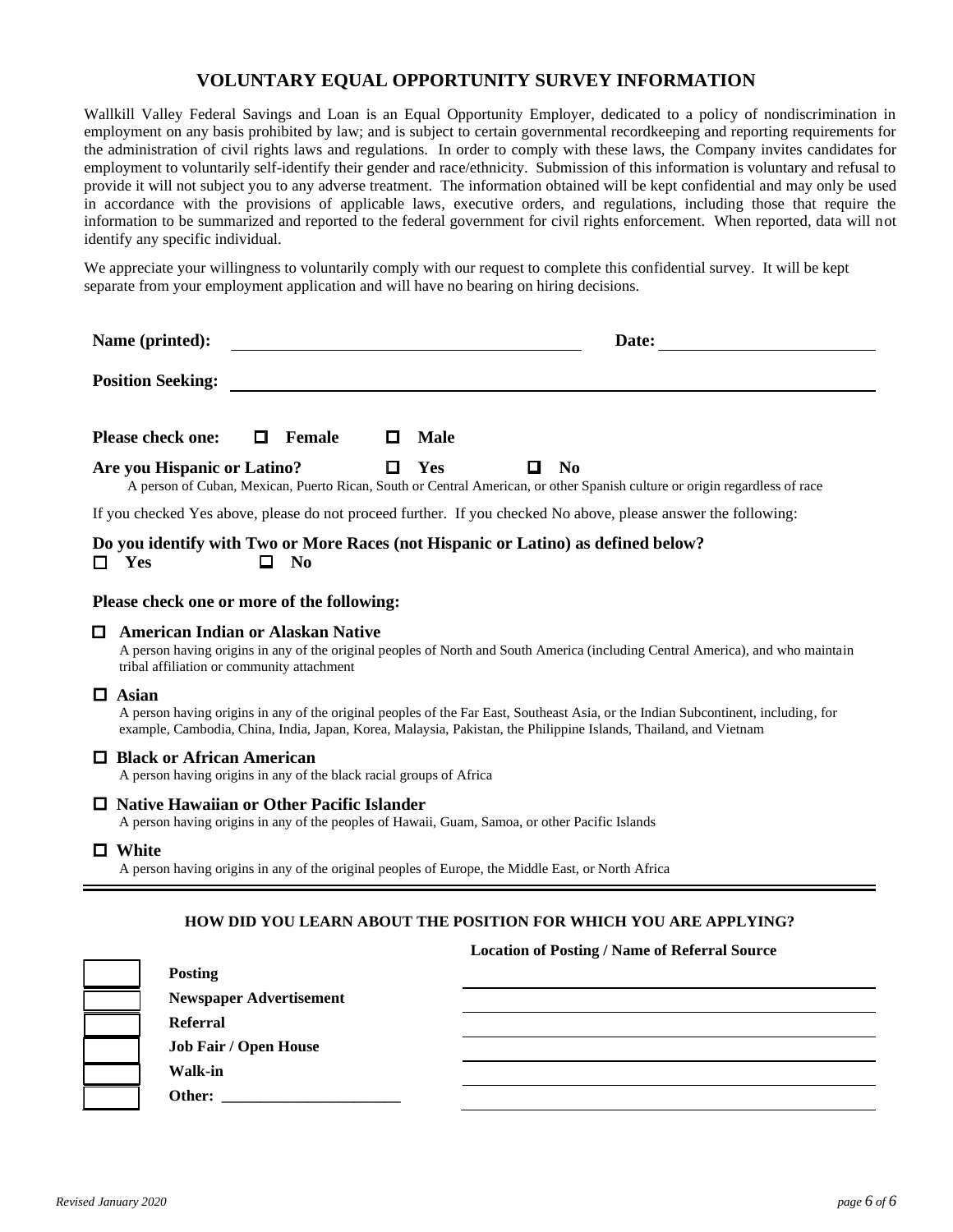# VOLUNTARY EQUAL OPPORTUNITY SURVEY INFORMATION

Wallkill Valley Federal Savings and Loan is an Equal Opportunity Employer, dedicated to a policy of nondiscrimination in employment on any basis prohibited by law; and is subject to certain governmental recordkeeping and reporting requirements for the administration of civil rights laws and regulations. In order to comply with these laws, the Company invites candidates for employment to voluntarily self-identify their gender and race/ethnicity. Submission of this information is voluntary and refusal to provide it will not subject you to any adverse treatment. The information obtained will be kept confidential and may only be used in accordance with the provisions of applicable laws, executive orders, and regulations, including those that require the information to be summarized and reported to the federal government for civil rights enforcement. When reported, data will not identify any specific individual.

We appreciate your willingness to voluntarily comply with our request to complete this confidential survey. It will be kept separate from your employment application and will have no bearing on hiring decisions.

**Name (printed):** ______________________________ **Date:** ____________________

**Position Seeking:** ____________________________________________________________

**Please check one:** ☐ **Female** ☐ **Male**

**Are you Hispanic or Latino?** ☐ **Yes** ☐ **No**

A person of Cuban, Mexican, Puerto Rican, South or Central American, or other Spanish culture or origin regardless of race

If you checked Yes above, please do not proceed further. If you checked No above, please answer the following:

**Do you identify with Two or More Races (not Hispanic or Latino) as defined below?**

☐ **Yes** ☐ **No**

**Please check one or more of the following:**

☐ **American Indian or Alaskan Native**
A person having origins in any of the original peoples of North and South America (including Central America), and who maintain tribal affiliation or community attachment

☐ **Asian**
A person having origins in any of the original peoples of the Far East, Southeast Asia, or the Indian Subcontinent, including, for example, Cambodia, China, India, Japan, Korea, Malaysia, Pakistan, the Philippine Islands, Thailand, and Vietnam

☐ **Black or African American**
A person having origins in any of the black racial groups of Africa

☐ **Native Hawaiian or Other Pacific Islander**
A person having origins in any of the peoples of Hawaii, Guam, Samoa, or other Pacific Islands

☐ **White**
A person having origins in any of the original peoples of Europe, the Middle East, or North Africa

---

**HOW DID YOU LEARN ABOUT THE POSITION FOR WHICH YOU ARE APPLYING?**

| | | Location of Posting / Name of Referral Source |
|---|---|---|
| ☐ | **Posting** | |
| ☐ | **Newspaper Advertisement** | |
| ☐ | **Referral** | |
| ☐ | **Job Fair / Open House** | |
| ☐ | **Walk-in** | |
| ☐ | **Other:** ______________________ | |

*Revised January 2020*